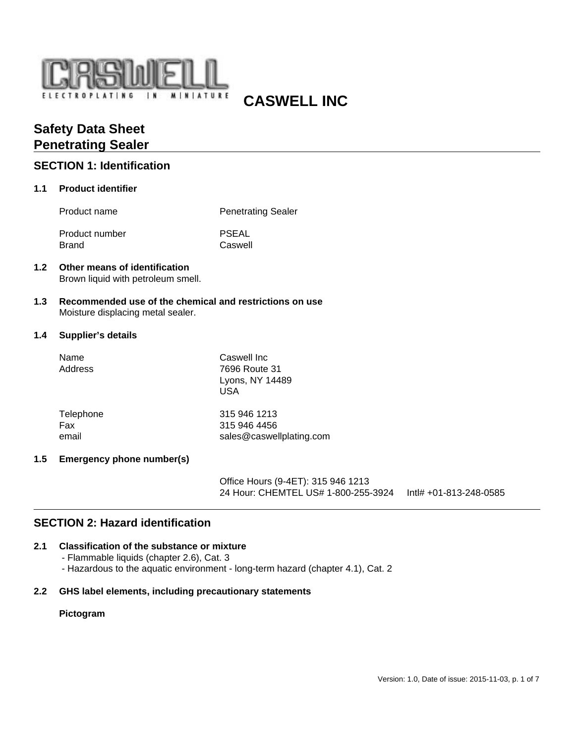CASWELL
ELECTROPLATING IN MINIATURE

**CASWELL INC**

# Safety Data Sheet
# Penetrating Sealer

## SECTION 1: Identification

### 1.1 Product identifier

| | |
|---|---|
| Product name | Penetrating Sealer |
| Product number | PSEAL |
| Brand | Caswell |

### 1.2 Other means of identification

Brown liquid with petroleum smell.

### 1.3 Recommended use of the chemical and restrictions on use

Moisture displacing metal sealer.

### 1.4 Supplier's details

| | |
|---|---|
| Name | Caswell Inc |
| Address | 7696 Route 31<br>Lyons, NY 14489<br>USA |
| Telephone | 315 946 1213 |
| Fax | 315 946 4456 |
| email | sales@caswellplating.com |

### 1.5 Emergency phone number(s)

Office Hours (9-4ET): 315 946 1213
24 Hour: CHEMTEL US# 1-800-255-3924 Intl# +01-813-248-0585

## SECTION 2: Hazard identification

### 2.1 Classification of the substance or mixture

- Flammable liquids (chapter 2.6), Cat. 3
- Hazardous to the aquatic environment - long-term hazard (chapter 4.1), Cat. 2

### 2.2 GHS label elements, including precautionary statements

**Pictogram**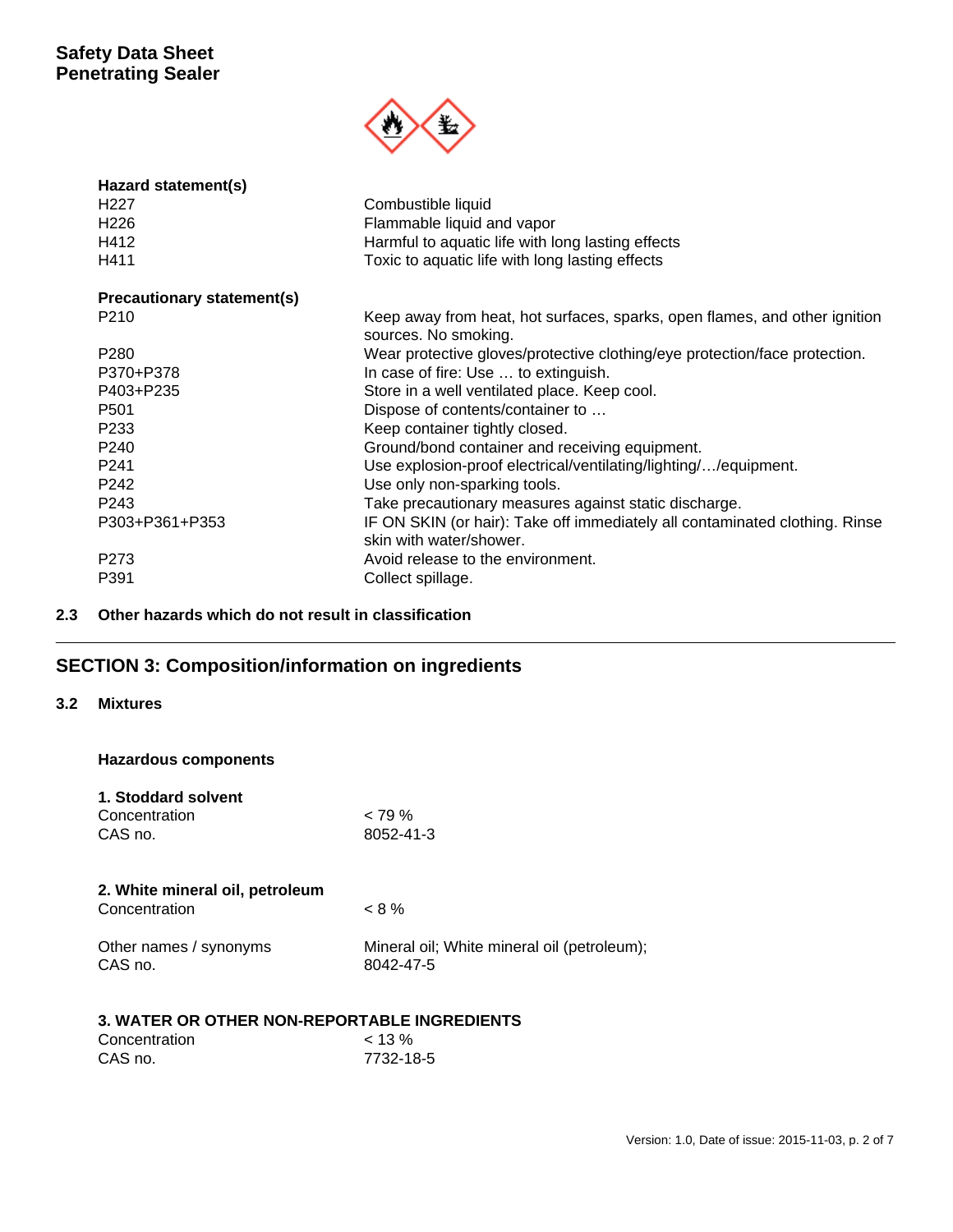**Hazard statement(s)**

| | |
|---|---|
| H227 | Combustible liquid |
| H226 | Flammable liquid and vapor |
| H412 | Harmful to aquatic life with long lasting effects |
| H411 | Toxic to aquatic life with long lasting effects |

**Precautionary statement(s)**

| | |
|---|---|
| P210 | Keep away from heat, hot surfaces, sparks, open flames, and other ignition sources. No smoking. |
| P280 | Wear protective gloves/protective clothing/eye protection/face protection. |
| P370+P378 | In case of fire: Use … to extinguish. |
| P403+P235 | Store in a well ventilated place. Keep cool. |
| P501 | Dispose of contents/container to … |
| P233 | Keep container tightly closed. |
| P240 | Ground/bond container and receiving equipment. |
| P241 | Use explosion-proof electrical/ventilating/lighting/…/equipment. |
| P242 | Use only non-sparking tools. |
| P243 | Take precautionary measures against static discharge. |
| P303+P361+P353 | IF ON SKIN (or hair): Take off immediately all contaminated clothing. Rinse skin with water/shower. |
| P273 | Avoid release to the environment. |
| P391 | Collect spillage. |

### 2.3 Other hazards which do not result in classification

---

## SECTION 3: Composition/information on ingredients

### 3.2 Mixtures

**Hazardous components**

**1. Stoddard solvent**

| | |
|---|---|
| Concentration | < 79 % |
| CAS no. | 8052-41-3 |

**2. White mineral oil, petroleum**

| | |
|---|---|
| Concentration | < 8 % |
| Other names / synonyms | Mineral oil; White mineral oil (petroleum); |
| CAS no. | 8042-47-5 |

**3. WATER OR OTHER NON-REPORTABLE INGREDIENTS**

| | |
|---|---|
| Concentration | < 13 % |
| CAS no. | 7732-18-5 |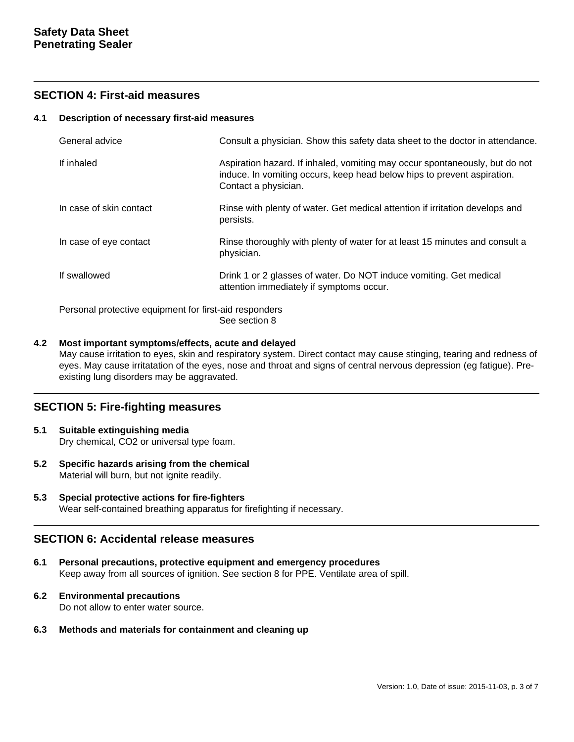## SECTION 4: First-aid measures

### 4.1 Description of necessary first-aid measures

| | |
|---|---|
| General advice | Consult a physician. Show this safety data sheet to the doctor in attendance. |
| If inhaled | Aspiration hazard. If inhaled, vomiting may occur spontaneously, but do not induce. In vomiting occurs, keep head below hips to prevent aspiration. Contact a physician. |
| In case of skin contact | Rinse with plenty of water. Get medical attention if irritation develops and persists. |
| In case of eye contact | Rinse thoroughly with plenty of water for at least 15 minutes and consult a physician. |
| If swallowed | Drink 1 or 2 glasses of water. Do NOT induce vomiting. Get medical attention immediately if symptoms occur. |

Personal protective equipment for first-aid responders
See section 8

### 4.2 Most important symptoms/effects, acute and delayed

May cause irritation to eyes, skin and respiratory system. Direct contact may cause stinging, tearing and redness of eyes. May cause irritatation of the eyes, nose and throat and signs of central nervous depression (eg fatigue). Pre-existing lung disorders may be aggravated.

## SECTION 5: Fire-fighting measures

### 5.1 Suitable extinguishing media

Dry chemical, CO2 or universal type foam.

### 5.2 Specific hazards arising from the chemical

Material will burn, but not ignite readily.

### 5.3 Special protective actions for fire-fighters

Wear self-contained breathing apparatus for firefighting if necessary.

## SECTION 6: Accidental release measures

### 6.1 Personal precautions, protective equipment and emergency procedures

Keep away from all sources of ignition. See section 8 for PPE. Ventilate area of spill.

### 6.2 Environmental precautions

Do not allow to enter water source.

### 6.3 Methods and materials for containment and cleaning up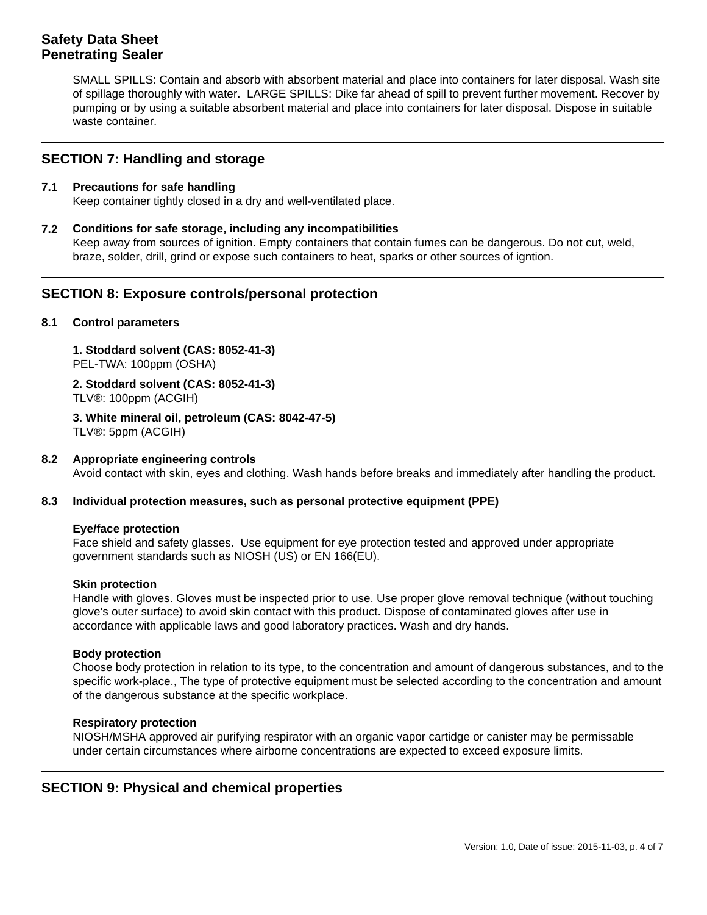SMALL SPILLS: Contain and absorb with absorbent material and place into containers for later disposal. Wash site of spillage thoroughly with water. LARGE SPILLS: Dike far ahead of spill to prevent further movement. Recover by pumping or by using a suitable absorbent material and place into containers for later disposal. Dispose in suitable waste container.

## SECTION 7: Handling and storage

### 7.1 Precautions for safe handling

Keep container tightly closed in a dry and well-ventilated place.

### 7.2 Conditions for safe storage, including any incompatibilities

Keep away from sources of ignition. Empty containers that contain fumes can be dangerous. Do not cut, weld, braze, solder, drill, grind or expose such containers to heat, sparks or other sources of igntion.

## SECTION 8: Exposure controls/personal protection

### 8.1 Control parameters

**1. Stoddard solvent (CAS: 8052-41-3)**
PEL-TWA: 100ppm (OSHA)

**2. Stoddard solvent (CAS: 8052-41-3)**
TLV®: 100ppm (ACGIH)

**3. White mineral oil, petroleum (CAS: 8042-47-5)**
TLV®: 5ppm (ACGIH)

### 8.2 Appropriate engineering controls

Avoid contact with skin, eyes and clothing. Wash hands before breaks and immediately after handling the product.

### 8.3 Individual protection measures, such as personal protective equipment (PPE)

**Eye/face protection**
Face shield and safety glasses. Use equipment for eye protection tested and approved under appropriate government standards such as NIOSH (US) or EN 166(EU).

**Skin protection**
Handle with gloves. Gloves must be inspected prior to use. Use proper glove removal technique (without touching glove's outer surface) to avoid skin contact with this product. Dispose of contaminated gloves after use in accordance with applicable laws and good laboratory practices. Wash and dry hands.

**Body protection**
Choose body protection in relation to its type, to the concentration and amount of dangerous substances, and to the specific work-place., The type of protective equipment must be selected according to the concentration and amount of the dangerous substance at the specific workplace.

**Respiratory protection**
NIOSH/MSHA approved air purifying respirator with an organic vapor cartidge or canister may be permissable under certain circumstances where airborne concentrations are expected to exceed exposure limits.

## SECTION 9: Physical and chemical properties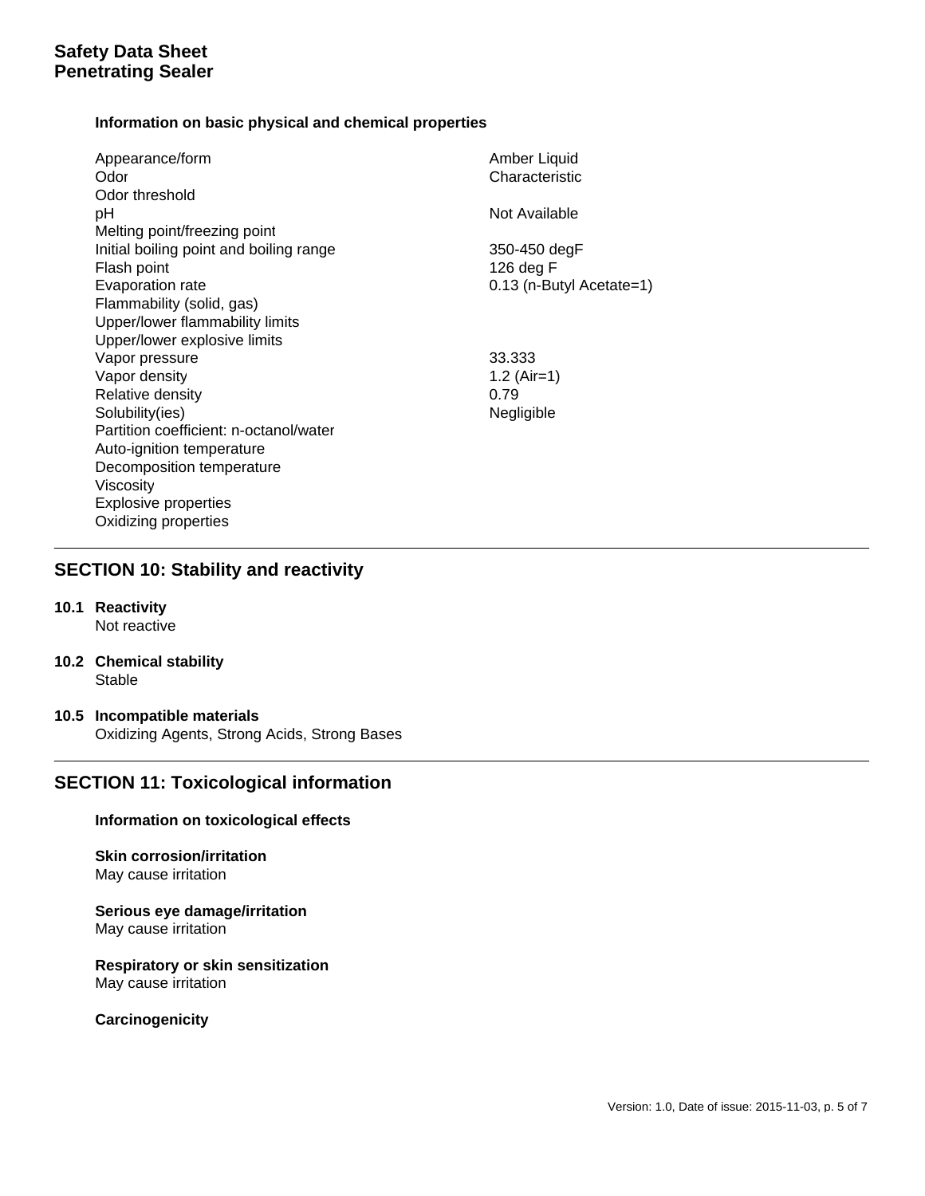**Information on basic physical and chemical properties**

| Property | Value |
| --- | --- |
| Appearance/form | Amber Liquid |
| Odor | Characteristic |
| Odor threshold | |
| pH | Not Available |
| Melting point/freezing point | |
| Initial boiling point and boiling range | 350-450 degF |
| Flash point | 126 deg F |
| Evaporation rate | 0.13 (n-Butyl Acetate=1) |
| Flammability (solid, gas) | |
| Upper/lower flammability limits | |
| Upper/lower explosive limits | |
| Vapor pressure | 33.333 |
| Vapor density | 1.2 (Air=1) |
| Relative density | 0.79 |
| Solubility(ies) | Negligible |
| Partition coefficient: n-octanol/water | |
| Auto-ignition temperature | |
| Decomposition temperature | |
| Viscosity | |
| Explosive properties | |
| Oxidizing properties | |

## SECTION 10: Stability and reactivity

**10.1 Reactivity**
Not reactive

**10.2 Chemical stability**
Stable

**10.5 Incompatible materials**
Oxidizing Agents, Strong Acids, Strong Bases

## SECTION 11: Toxicological information

**Information on toxicological effects**

**Skin corrosion/irritation**
May cause irritation

**Serious eye damage/irritation**
May cause irritation

**Respiratory or skin sensitization**
May cause irritation

**Carcinogenicity**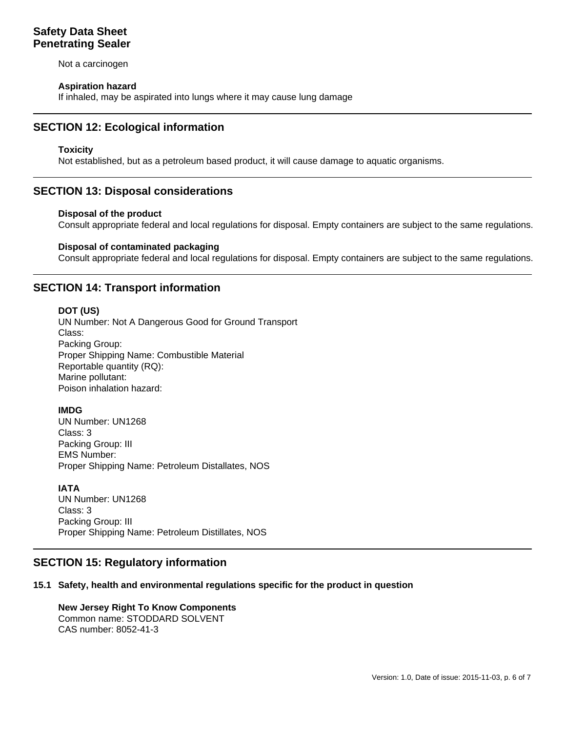Not a carcinogen

**Aspiration hazard**

If inhaled, may be aspirated into lungs where it may cause lung damage

## SECTION 12: Ecological information

**Toxicity**

Not established, but as a petroleum based product, it will cause damage to aquatic organisms.

## SECTION 13: Disposal considerations

**Disposal of the product**

Consult appropriate federal and local regulations for disposal. Empty containers are subject to the same regulations.

**Disposal of contaminated packaging**

Consult appropriate federal and local regulations for disposal. Empty containers are subject to the same regulations.

## SECTION 14: Transport information

**DOT (US)**

UN Number: Not A Dangerous Good for Ground Transport
Class:
Packing Group:
Proper Shipping Name: Combustible Material
Reportable quantity (RQ):
Marine pollutant:
Poison inhalation hazard:

**IMDG**

UN Number: UN1268
Class: 3
Packing Group: III
EMS Number:
Proper Shipping Name: Petroleum Distallates, NOS

**IATA**

UN Number: UN1268
Class: 3
Packing Group: III
Proper Shipping Name: Petroleum Distillates, NOS

## SECTION 15: Regulatory information

### 15.1 Safety, health and environmental regulations specific for the product in question

**New Jersey Right To Know Components**

Common name: STODDARD SOLVENT
CAS number: 8052-41-3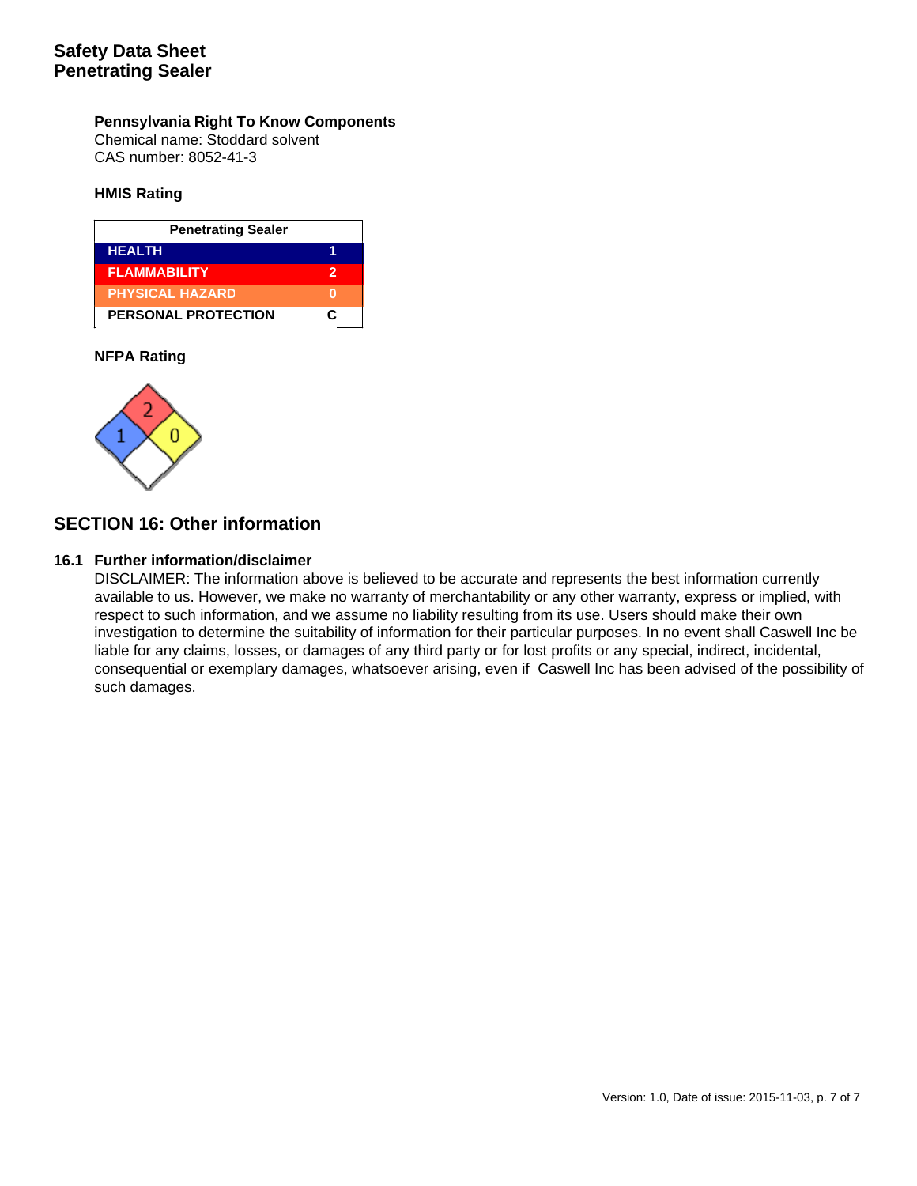**Pennsylvania Right To Know Components**

Chemical name: Stoddard solvent
CAS number: 8052-41-3

**HMIS Rating**

| Penetrating Sealer | |
|---|---|
| HEALTH | 1 |
| FLAMMABILITY | 2 |
| PHYSICAL HAZARD | 0 |
| PERSONAL PROTECTION | C |

**NFPA Rating**

2
1
0

## SECTION 16: Other information

### 16.1 Further information/disclaimer

DISCLAIMER: The information above is believed to be accurate and represents the best information currently available to us. However, we make no warranty of merchantability or any other warranty, express or implied, with respect to such information, and we assume no liability resulting from its use. Users should make their own investigation to determine the suitability of information for their particular purposes. In no event shall Caswell Inc be liable for any claims, losses, or damages of any third party or for lost profits or any special, indirect, incidental, consequential or exemplary damages, whatsoever arising, even if Caswell Inc has been advised of the possibility of such damages.